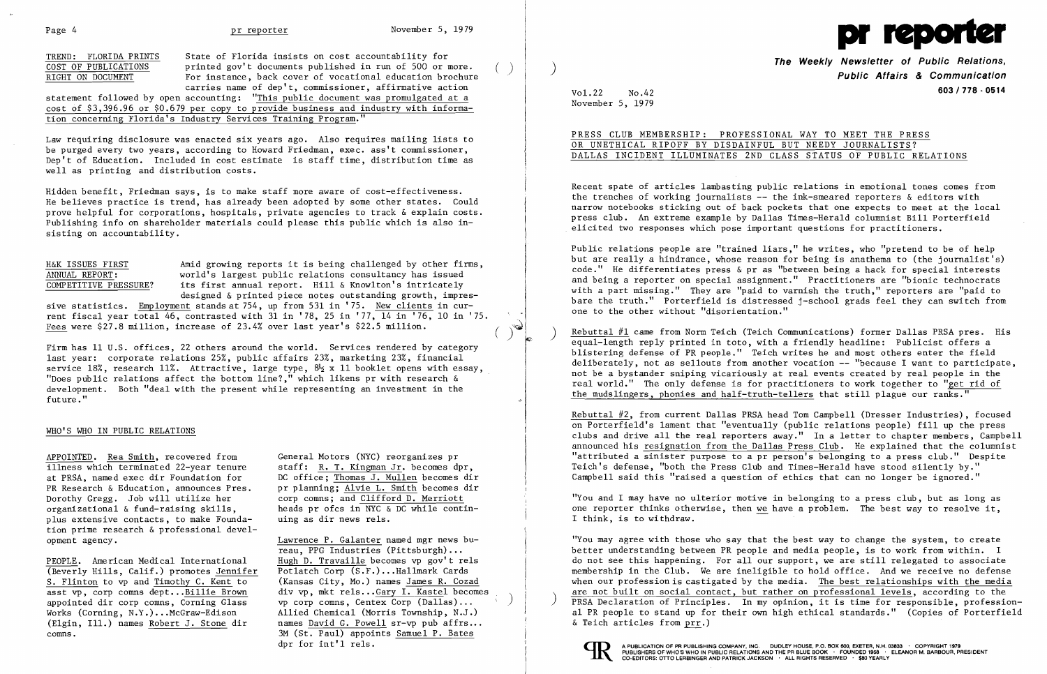**TREND: FLORIDA PRINTS COST OF PUBLICATIONS RIGHT ON DOCUMENT**

State of Florida insists on cost accountability for printed gov't documents published in run of 500 or more. For instance, back cover of vocational education brochure carries name of dep't, commissioner, affirmative action statement followed by open accounting: "This public document was promulgated at a cost of $3,396.96 or $0.679 per copy to provide business and industry with information concerning Florida's Industry Services Training Program."

Law requiring disclosure was enacted six years ago. Also requires mailing lists to be purged every two years, according to Howard Friedman, exec. ass't commissioner, Dep't of Education. Included in cost estimate is staff time, distribution time as well as printing and distribution costs.

Hidden benefit, Friedman says, is to make staff more aware of cost-effectiveness. He believes practice is trend, has already been adopted by some other states. Could prove helpful for corporations, hospitals, private agencies to track & explain costs. Publishing info on shareholder materials could please this public which is also insisting on accountability.

**H&K ISSUES FIRST ANNUAL REPORT: COMPETITIVE PRESSURE?**

Amid growing reports it is being challenged by other firms, world's largest public relations consultancy has issued its first annual report. Hill & Knowlton's intricately designed & printed piece notes outstanding growth, impressive statistics. Employment stands at 754, up from 531 in '75. New clients in current fiscal year total 46, contrasted with 31 in '78, 25 in '77, 14 in '76, 10 in '75. Fees were $27.8 million, increase of 23.4% over last year's $22.5 million.

Firm has 11 U.S. offices, 22 others around the world. Services rendered by category last year: corporate relations 25%, public affairs 23%, marketing 23%, financial service 18%, research 11%. Attractive, large type, 8½ x 11 booklet opens with essay, "Does public relations affect the bottom line?," which likens pr with research & development. Both "deal with the present while representing an investment in the future."

## WHO'S WHO IN PUBLIC RELATIONS

APPOINTED. Rea Smith, recovered from illness which terminated 22-year tenure at PRSA, named exec dir Foundation for PR Research & Education, announces Pres. Dorothy Gregg. Job will utilize her organizational & fund-raising skills, plus extensive contacts, to make Foundation prime research & professional development agency.

PEOPLE. American Medical International (Beverly Hills, Calif.) promotes Jennifer S. Flinton to vp and Timothy C. Kent to asst vp, corp comns dept...Billie Brown appointed dir corp comns, Corning Glass Works (Corning, N.Y.)...McGraw-Edison (Elgin, Ill.) names Robert J. Stone dir comns.

General Motors (NYC) reorganizes pr staff: R. T. Kingman Jr. becomes dpr, DC office; Thomas J. Mullen becomes dir pr planning; Alvie L. Smith becomes dir corp comns; and Clifford D. Merriott heads pr ofcs in NYC & DC while continuing as dir news rels.

Lawrence P. Galanter named mgr news bureau, PPG Industries (Pittsburgh)... Hugh D. Travaille becomes vp gov't rels Potlatch Corp (S.F.)...Hallmark Cards (Kansas City, Mo.) names James R. Cozad div vp, mkt rels...Gary I. Kastel becomes vp corp comns, Centex Corp (Dallas)... Allied Chemical (Morris Township, N.J.) names David G. Powell sr-vp pub affrs... 3M (St. Paul) appoints Samuel P. Bates dpr for int'l rels.

# pr reporter

**The Weekly Newsletter of Public Relations, Public Affairs & Communication**

603 / 778 - 0514

Vol.22 No.42
November 5, 1979

## PRESS CLUB MEMBERSHIP: PROFESSIONAL WAY TO MEET THE PRESS OR UNETHICAL RIPOFF BY DISDAINFUL BUT NEEDY JOURNALISTS? DALLAS INCIDENT ILLUMINATES 2ND CLASS STATUS OF PUBLIC RELATIONS

Recent spate of articles lambasting public relations in emotional tones comes from the trenches of working journalists -- the ink-smeared reporters & editors with narrow notebooks sticking out of back pockets that one expects to meet at the local press club. An extreme example by Dallas Times-Herald columnist Bill Porterfield elicited two responses which pose important questions for practitioners.

Public relations people are "trained liars," he writes, who "pretend to be of help but are really a hindrance, whose reason for being is anathema to (the journalist's) code." He differentiates press & pr as "between being a hack for special interests and being a reporter on special assignment." Practitioners are "bionic technocrats with a part missing." They are "paid to varnish the truth," reporters are "paid to bare the truth." Porterfield is distressed j-school grads feel they can switch from one to the other without "disorientation."

Rebuttal #1 came from Norm Teich (Teich Communications) former Dallas PRSA pres. His equal-length reply printed in toto, with a friendly headline: Publicist offers a blistering defense of PR people." Teich writes he and most others enter the field deliberately, not as sellouts from another vocation -- "because I want to participate, not be a bystander sniping vicariously at real events created by real people in the real world." The only defense is for practitioners to work together to "get rid of the mudslingers, phonies and half-truth-tellers that still plague our ranks."

Rebuttal #2, from current Dallas PRSA head Tom Campbell (Dresser Industries), focused on Porterfield's lament that "eventually (public relations people) fill up the press clubs and drive all the real reporters away." In a letter to chapter members, Campbell announced his resignation from the Dallas Press Club. He explained that the columnist "attributed a sinister purpose to a pr person's belonging to a press club." Despite Teich's defense, "both the Press Club and Times-Herald have stood silently by." Campbell said this "raised a question of ethics that can no longer be ignored."

"You and I may have no ulterior motive in belonging to a press club, but as long as one reporter thinks otherwise, then we have a problem. The best way to resolve it, I think, is to withdraw.

"You may agree with those who say that the best way to change the system, to create better understanding between PR people and media people, is to work from within. I do not see this happening. For all our support, we are still relegated to associate membership in the Club. We are ineligible to hold office. And we receive no defense when our profession is castigated by the media. The best relationships with the media are not built on social contact, but rather on professional levels, according to the PRSA Declaration of Principles. In my opinion, it is time for responsible, professional PR people to stand up for their own high ethical standards." (Copies of Porterfield & Teich articles from prr.)

A PUBLICATION OF PR PUBLISHING COMPANY, INC. DUDLEY HOUSE, P.O. BOX 600, EXETER, N.H. 03833 · COPYRIGHT 1979 PUBLISHERS OF WHO'S WHO IN PUBLIC RELATIONS AND THE PR BLUE BOOK · FOUNDED 1958 · ELEANOR M. BARBOUR, PRESIDENT CO-EDITORS: OTTO LERBINGER AND PATRICK JACKSON · ALL RIGHTS RESERVED · $80 YEARLY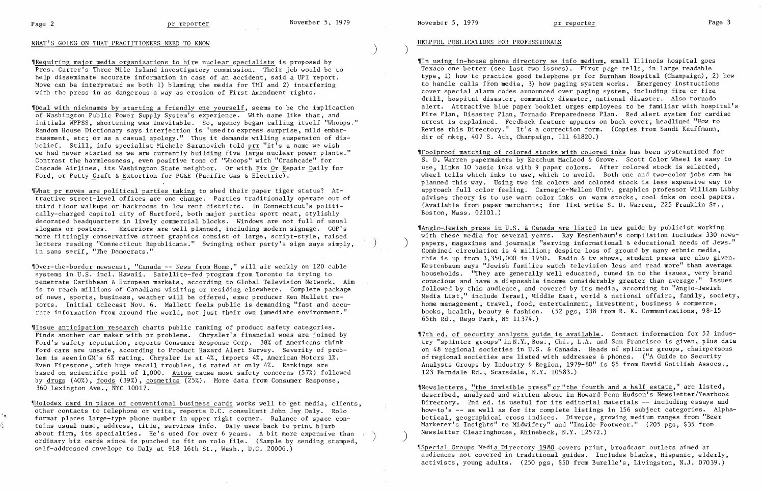## WHAT'S GOING ON THAT PRACTITIONERS NEED TO KNOW

¶Requiring major media organizations to hire nuclear specialists is proposed by Pres. Carter's Three Mile Island investigatory commission. Their job would be to help disseminate accurate information in case of an accident, said a UPI report. Move can be interpreted as both 1) blaming the media for TMI and 2) interfering with the press in as dangerous a way as erosion of First Amendment rights.

¶Deal with nicknames by starting a friendly one yourself, seems to be the implication of Washington Public Power Supply System's experience. With name like that, and initials WPPSS, shortening was inevitable. So, agency began calling itself "Whoops." Random House Dictionary says interjection is "used to express surprise, mild embarrassment, etc; or as a casual apology." Thus it demands willing suspension of disbelief. Still, info specialist Michele Saranovich told prr "it's a name we wish we had never started as we are currently building five large nuclear power plants." Contrast the harmlessness, even positive tone of "Whoops" with "Crashcade" for Cascade Airlines, its Washington State neighbor. Or with Fix Or Repair Daily for Ford, or Petty Graft & Extortion for PG&E (Pacific Gas & Electric).

¶What pr moves are political parties taking to shed their paper tiger status? Attractive street-level offices are one change. Parties traditionally operate out of third floor walkups or backrooms in low rent districts. In Connecticut's politically-charged capitol city of Hartford, both major parties sport neat, stylishly decorated headquarters in lively commercial blocks. Windows are not full of usual slogans or posters. Exteriors are well planned, including modern signage. GOP's more fittingly conservative street graphics consist of large, script-style, raised letters reading "Connecticut Republicans." Swinging other party's sign says simply, in sans serif, "The Democrats."

¶Over-the-border newscast, "Canada -- News from Home," will air weekly on 120 cable systems in U.S. incl. Hawaii. Satellite-fed program from Toronto is trying to penetrate Caribbean & European markets, according to Global Television Network. Aim is to reach millions of Canadians visiting or residing elsewhere. Complete package of news, sports, business, weather will be offered, exec producer Ken Mallett reports. Initial telecast Nov. 6. Mallett feels public is demanding "fast and accurate information from around the world, not just their own immediate environment."

¶Issue anticipation research charts public ranking of product safety categories. Finds another car maker with pr problems. Chrysler's financial woes are joined by Ford's safety reputation, reports Consumer Response Corp. 38% of Americans think Ford cars are unsafe, according to Product Hazard Alert Survey. Severity of problem is seen in GM's 6% rating. Chrysler is at 4%, imports 4%, American Motors 1%. Even Firestone, with huge recall troubles, is rated at only 4%. Rankings are based on scientific poll of 1,000. Autos cause most safety concerns (57%) followed by drugs (40%), foods (39%), cosmetics (25%). More data from Consumer Response, 360 Lexington Ave., NYC 10017.

¶Rolodex card in place of conventional business cards works well to get media, clients, other contacts to telephone or write, reports D.C. consultant John Jay Daly. Rolo format places large-type phone number in upper right corner. Balance of space contains usual name, address, title, services info. Daly uses back to print blurb about firm, its specialties. He's used for over 6 years. A bit more expensive than ordinary biz cards since is punched to fit on rolo file. (Sample by sending stamped, self-addressed envelope to Daly at 918 16th St., Wash., D.C. 20006.)

## HELPFUL PUBLICATIONS FOR PROFESSIONALS

¶In using in-house phone directory as info medium, small Illinois hospital goes Texaco one better (see last two issues). First page tells, in large readable type, 1) how to practice good telephone pr for Burnham Hospital (Champaign), 2) how to handle calls from media, 3) how paging system works. Emergency instructions cover special alarm codes announced over paging system, including fire or fire drill, hospital disaster, community disaster, national disaster. Also tornado alert. Attractive blue paper booklet urges employees to be familiar with hospital's Fire Plan, Disaster Plan, Tornado Preparedness Plan. Red alert system for cardiac arrest is explained. Feedback feature appears on back cover, headlined "How to Revise this Directory." It's a correction form. (Copies from Sandi Kauffmann, dir of mktg, 407 S. 4th, Champaign, Ill 61820.)

¶Foolproof matching of colored stocks with colored inks has been systematized for S. D. Warren papermakers by Ketchum MacLeod & Grove. Scott Color Wheel is easy to use, links 10 basic inks with 9 paper colors. After colored stock is selected, wheel tells which inks to use, which to avoid. Both one and two-color jobs can be planned this way. Using two ink colors and colored stock is less expensive way to approach full color feeling. Carnegie-Mellon Univ. graphics professor William Libby advises theory is to use warm color inks on warm stocks, cool inks on cool papers. (Available from paper merchants; for list write S. D. Warren, 225 Franklin St., Boston, Mass. 02101.)

¶Anglo-Jewish press in U.S. & Canada are listed in new guide by publicist working with these media for several years. Ray Kestenbaum's compilation includes 330 newspapers, magazines and journals "serving informational & educational needs of Jews." Combined circulation is 4 million; despite loss of ground by many ethnic media, this is up from 3,350,000 in 1950. Radio & tv shows, student press are also given. Kestenbaum says "Jewish families watch television less and read more" than average households. "They are generally well educated, tuned in to the issues, very brand conscious and have a disposable income considerably greater than average." Issues followed by this audience, and covered by its media, according to "Anglo-Jewish Media List," include Israel, Middle East, world & national affairs, family, society, home management, travel, food, entertainment, investment, business & commerce, books, health, beauty & fashion. (52 pgs, $38 from R. K. Communications, 98-15 65th Rd., Rego Park, NY 11374.)

¶7th ed. of security analysts guide is available. Contact information for 52 industry "splinter groups" in N.Y., Bos., Chi., L.A. and San Francisco is given, plus data on 48 regional societies in U.S. & Canada. Heads of splinter groups, chairpersons of regional societies are listed with addresses & phones. ("A Guide to Security Analysts Groups by Industry & Region, 1979-80" is $5 from David Gottlieb Assocs., 123 Ferndale Rd., Scarsdale, N.Y. 10583.)

¶Newsletters, "the invisible press" or "the fourth and a half estate," are listed, described, analyzed and wirtten about in Howard Penn Hudson's Newsletter/Yearbook Directory. 2nd ed. is useful for its editorial materials -- including essays and how-to's -- as well as for its complete listings in 156 subject categories. Alphabetical, geographical cross indices. Diverse, growing medium ranges from "Beer Marketer's Insights" to Midwifery" and "Inside Footwear." (205 pgs, $35 from Newsletter Clearinghouse, Rhinebeck, N.Y. 12572.)

¶Special Groups Media Directory 1980 covers print, broadcast outlets aimed at audiences not covered in traditional guides. Includes blacks, Hispanic, elderly, activists, young adults. (250 pgs, $50 from Burelle's, Livingston, N.J. 07039.)